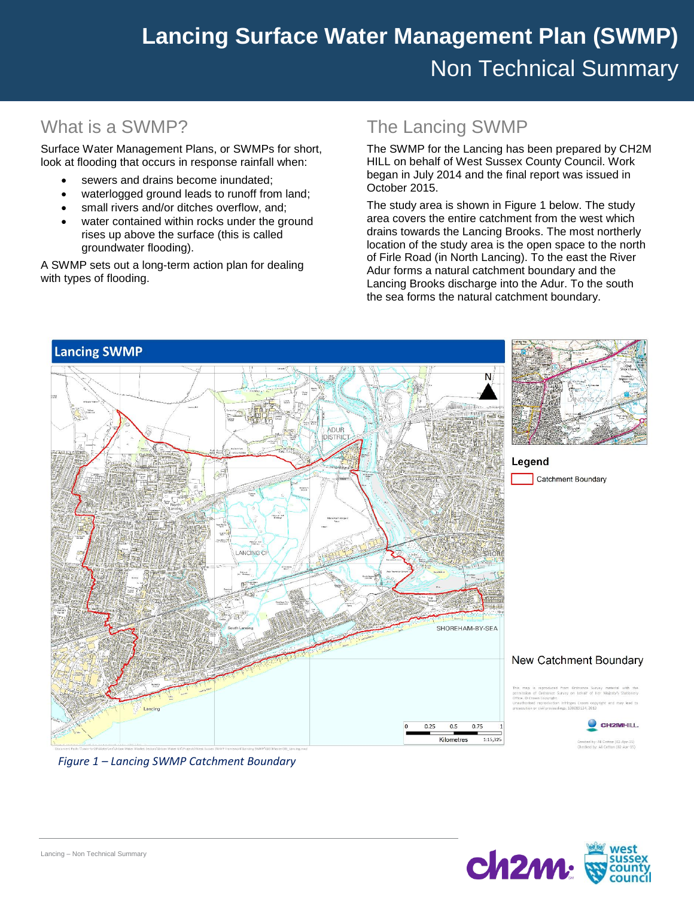# Lancing Surface Water Management Plan (SWMP)

## Non Technical Summary

## What is a SWMP?

Surface Water Management Plans, or SWMPs for short, look at flooding that occurs in response rainfall when:

- sewers and drains become inundated;
- waterlogged ground leads to runoff from land;
- small rivers and/or ditches overflow, and;
- water contained within rocks under the ground rises up above the surface (this is called groundwater flooding).

A SWMP sets out a long-term action plan for dealing with types of flooding.

## The Lancing SWMP

The SWMP for the Lancing has been prepared by CH2M HILL on behalf of West Sussex County Council. Work began in July 2014 and the final report was issued in October 2015.

The study area is shown in Figure 1 below. The study area covers the entire catchment from the west which drains towards the Lancing Brooks. The most northerly location of the study area is the open space to the north of Firle Road (in North Lancing). To the east the River Adur forms a natural catchment boundary and the Lancing Brooks discharge into the Adur. To the south the sea forms the natural catchment boundary.

*Figure 1 – Lancing SWMP Catchment Boundary*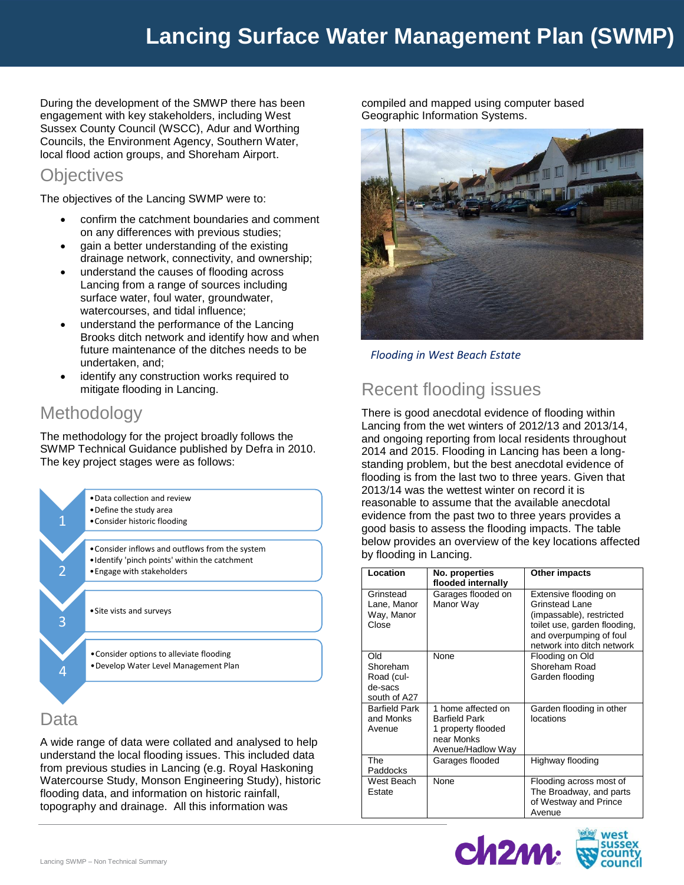# Lancing Surface Water Management Plan (SWMP)

During the development of the SWMP there has been engagement with key stakeholders, including West Sussex County Council (WSCC), Adur and Worthing Councils, the Environment Agency, Southern Water, local flood action groups, and Shoreham Airport.

## Objectives

The objectives of the Lancing SWMP were to:

- confirm the catchment boundaries and comment on any differences with previous studies;
- gain a better understanding of the existing drainage network, connectivity, and ownership;
- understand the causes of flooding across Lancing from a range of sources including surface water, foul water, groundwater, watercourses, and tidal influence;
- understand the performance of the Lancing Brooks ditch network and identify how and when future maintenance of the ditches needs to be undertaken, and;
- identify any construction works required to mitigate flooding in Lancing.

## Methodology

The methodology for the project broadly follows the SWMP Technical Guidance published by Defra in 2010. The key project stages were as follows:

1.
   - Data collection and review
   - Define the study area
   - Consider historic flooding
2.
   - Consider inflows and outflows from the system
   - Identify 'pinch points' within the catchment
   - Engage with stakeholders
3.
   - Site vists and surveys
4.
   - Consider options to alleviate flooding
   - Develop Water Level Management Plan

## Data

A wide range of data were collated and analysed to help understand the local flooding issues. This included data from previous studies in Lancing (e.g. Royal Haskoning Watercourse Study, Monson Engineering Study), historic flooding data, and information on historic rainfall, topography and drainage. All this information was compiled and mapped using computer based Geographic Information Systems.

*Flooding in West Beach Estate*

## Recent flooding issues

There is good anecdotal evidence of flooding within Lancing from the wet winters of 2012/13 and 2013/14, and ongoing reporting from local residents throughout 2014 and 2015. Flooding in Lancing has been a long-standing problem, but the best anecdotal evidence of flooding is from the last two to three years. Given that 2013/14 was the wettest winter on record it is reasonable to assume that the available anecdotal evidence from the past two to three years provides a good basis to assess the flooding impacts. The table below provides an overview of the key locations affected by flooding in Lancing.

| Location | No. properties flooded internally | Other impacts |
|---|---|---|
| Grinstead Lane, Manor Way, Manor Close | Garages flooded on Manor Way | Extensive flooding on Grinstead Lane (impassable), restricted toilet use, garden flooding, and overpumping of foul network into ditch network |
| Old Shoreham Road (cul-de-sacs south of A27 | None | Flooding on Old Shoreham Road Garden flooding |
| Barfield Park and Monks Avenue | 1 home affected on Barfield Park 1 property flooded near Monks Avenue/Hadlow Way | Garden flooding in other locations |
| The Paddocks | Garages flooded | Highway flooding |
| West Beach Estate | None | Flooding across most of The Broadway, and parts of Westway and Prince Avenue |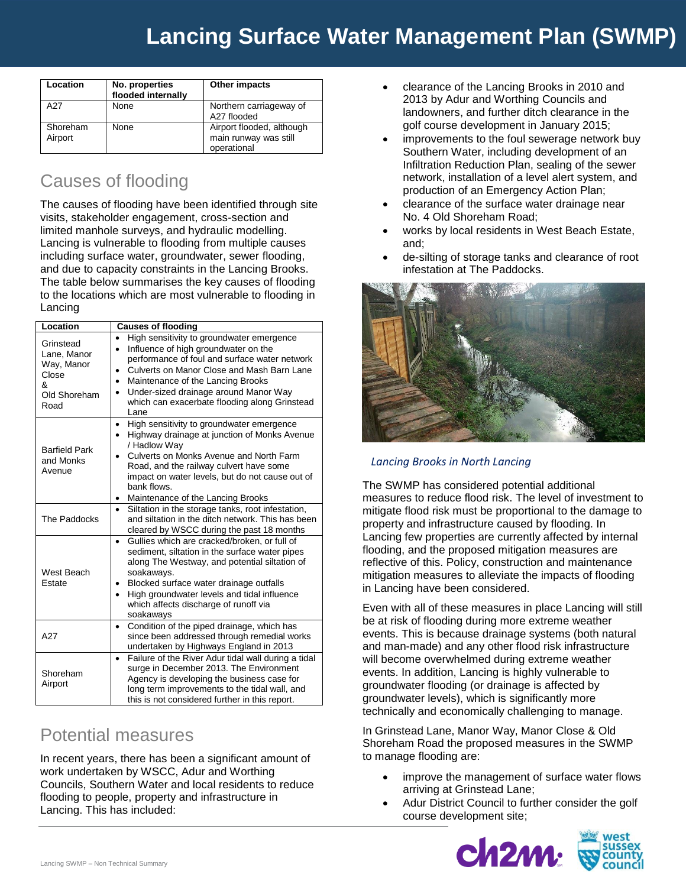| Location | No. properties flooded internally | Other impacts |
|---|---|---|
| A27 | None | Northern carriageway of A27 flooded |
| Shoreham Airport | None | Airport flooded, although main runway was still operational |

## Causes of flooding

The causes of flooding have been identified through site visits, stakeholder engagement, cross-section and limited manhole surveys, and hydraulic modelling. Lancing is vulnerable to flooding from multiple causes including surface water, groundwater, sewer flooding, and due to capacity constraints in the Lancing Brooks. The table below summarises the key causes of flooding to the locations which are most vulnerable to flooding in Lancing

| Location | Causes of flooding |
|---|---|
| Grinstead Lane, Manor Way, Manor Close & Old Shoreham Road | • High sensitivity to groundwater emergence<br>• Influence of high groundwater on the performance of foul and surface water network<br>• Culverts on Manor Close and Mash Barn Lane<br>• Maintenance of the Lancing Brooks<br>• Under-sized drainage around Manor Way which can exacerbate flooding along Grinstead Lane |
| Barfield Park and Monks Avenue | • High sensitivity to groundwater emergence<br>• Highway drainage at junction of Monks Avenue / Hadlow Way<br>• Culverts on Monks Avenue and North Farm Road, and the railway culvert have some impact on water levels, but do not cause out of bank flows.<br>• Maintenance of the Lancing Brooks |
| The Paddocks | • Siltation in the storage tanks, root infestation, and siltation in the ditch network. This has been cleared by WSCC during the past 18 months |
| West Beach Estate | • Gullies which are cracked/broken, or full of sediment, siltation in the surface water pipes along The Westway, and potential siltation of soakaways.<br>• Blocked surface water drainage outfalls<br>• High groundwater levels and tidal influence which affects discharge of runoff via soakaways |
| A27 | • Condition of the piped drainage, which has since been addressed through remedial works undertaken by Highways England in 2013 |
| Shoreham Airport | • Failure of the River Adur tidal wall during a tidal surge in December 2013. The Environment Agency is developing the business case for long term improvements to the tidal wall, and this is not considered further in this report. |

## Potential measures

In recent years, there has been a significant amount of work undertaken by WSCC, Adur and Worthing Councils, Southern Water and local residents to reduce flooding to people, property and infrastructure in Lancing. This has included:

- clearance of the Lancing Brooks in 2010 and 2013 by Adur and Worthing Councils and landowners, and further ditch clearance in the golf course development in January 2015;
- improvements to the foul sewerage network buy Southern Water, including development of an Infiltration Reduction Plan, sealing of the sewer network, installation of a level alert system, and production of an Emergency Action Plan;
- clearance of the surface water drainage near No. 4 Old Shoreham Road;
- works by local residents in West Beach Estate, and;
- de-silting of storage tanks and clearance of root infestation at The Paddocks.

*Lancing Brooks in North Lancing*

The SWMP has considered potential additional measures to reduce flood risk. The level of investment to mitigate flood risk must be proportional to the damage to property and infrastructure caused by flooding. In Lancing few properties are currently affected by internal flooding, and the proposed mitigation measures are reflective of this. Policy, construction and maintenance mitigation measures to alleviate the impacts of flooding in Lancing have been considered.

Even with all of these measures in place Lancing will still be at risk of flooding during more extreme weather events. This is because drainage systems (both natural and man-made) and any other flood risk infrastructure will become overwhelmed during extreme weather events. In addition, Lancing is highly vulnerable to groundwater flooding (or drainage is affected by groundwater levels), which is significantly more technically and economically challenging to manage.

In Grinstead Lane, Manor Way, Manor Close & Old Shoreham Road the proposed measures in the SWMP to manage flooding are:

- improve the management of surface water flows arriving at Grinstead Lane;
- Adur District Council to further consider the golf course development site;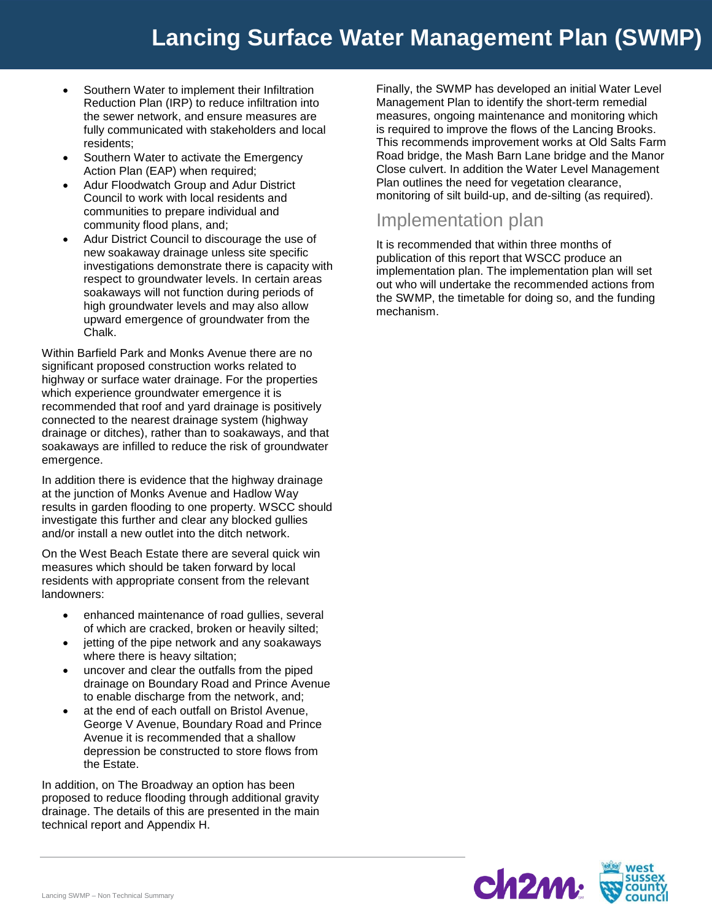- Southern Water to implement their Infiltration Reduction Plan (IRP) to reduce infiltration into the sewer network, and ensure measures are fully communicated with stakeholders and local residents;
- Southern Water to activate the Emergency Action Plan (EAP) when required;
- Adur Floodwatch Group and Adur District Council to work with local residents and communities to prepare individual and community flood plans, and;
- Adur District Council to discourage the use of new soakaway drainage unless site specific investigations demonstrate there is capacity with respect to groundwater levels. In certain areas soakaways will not function during periods of high groundwater levels and may also allow upward emergence of groundwater from the Chalk.

Within Barfield Park and Monks Avenue there are no significant proposed construction works related to highway or surface water drainage. For the properties which experience groundwater emergence it is recommended that roof and yard drainage is positively connected to the nearest drainage system (highway drainage or ditches), rather than to soakaways, and that soakaways are infilled to reduce the risk of groundwater emergence.

In addition there is evidence that the highway drainage at the junction of Monks Avenue and Hadlow Way results in garden flooding to one property. WSCC should investigate this further and clear any blocked gullies and/or install a new outlet into the ditch network.

On the West Beach Estate there are several quick win measures which should be taken forward by local residents with appropriate consent from the relevant landowners:

- enhanced maintenance of road gullies, several of which are cracked, broken or heavily silted;
- jetting of the pipe network and any soakaways where there is heavy siltation;
- uncover and clear the outfalls from the piped drainage on Boundary Road and Prince Avenue to enable discharge from the network, and;
- at the end of each outfall on Bristol Avenue, George V Avenue, Boundary Road and Prince Avenue it is recommended that a shallow depression be constructed to store flows from the Estate.

In addition, on The Broadway an option has been proposed to reduce flooding through additional gravity drainage. The details of this are presented in the main technical report and Appendix H.

Finally, the SWMP has developed an initial Water Level Management Plan to identify the short-term remedial measures, ongoing maintenance and monitoring which is required to improve the flows of the Lancing Brooks. This recommends improvement works at Old Salts Farm Road bridge, the Mash Barn Lane bridge and the Manor Close culvert. In addition the Water Level Management Plan outlines the need for vegetation clearance, monitoring of silt build-up, and de-silting (as required).

## Implementation plan

It is recommended that within three months of publication of this report that WSCC produce an implementation plan. The implementation plan will set out who will undertake the recommended actions from the SWMP, the timetable for doing so, and the funding mechanism.